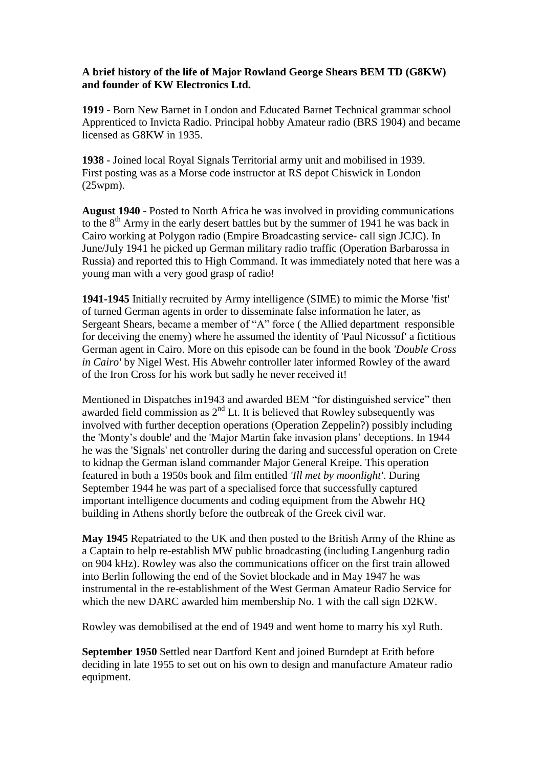**A brief history of the life of Major Rowland George Shears BEM TD (G8KW) and founder of KW Electronics Ltd.**

**1919** - Born New Barnet in London and Educated Barnet Technical grammar school Apprenticed to Invicta Radio. Principal hobby Amateur radio (BRS 1904) and became licensed as G8KW in 1935.

**1938** - Joined local Royal Signals Territorial army unit and mobilised in 1939. First posting was as a Morse code instructor at RS depot Chiswick in London (25wpm).

**August 1940** - Posted to North Africa he was involved in providing communications to the 8th Army in the early desert battles but by the summer of 1941 he was back in Cairo working at Polygon radio (Empire Broadcasting service- call sign JCJC). In June/July 1941 he picked up German military radio traffic (Operation Barbarossa in Russia) and reported this to High Command. It was immediately noted that here was a young man with a very good grasp of radio!

**1941-1945** Initially recruited by Army intelligence (SIME) to mimic the Morse 'fist' of turned German agents in order to disseminate false information he later, as Sergeant Shears, became a member of "A" force ( the Allied department responsible for deceiving the enemy) where he assumed the identity of 'Paul Nicossof' a fictitious German agent in Cairo. More on this episode can be found in the book *'Double Cross in Cairo'* by Nigel West. His Abwehr controller later informed Rowley of the award of the Iron Cross for his work but sadly he never received it!

Mentioned in Dispatches in1943 and awarded BEM "for distinguished service" then awarded field commission as 2nd Lt. It is believed that Rowley subsequently was involved with further deception operations (Operation Zeppelin?) possibly including the 'Monty's double' and the 'Major Martin fake invasion plans' deceptions. In 1944 he was the 'Signals' net controller during the daring and successful operation on Crete to kidnap the German island commander Major General Kreipe. This operation featured in both a 1950s book and film entitled *'Ill met by moonlight'*. During September 1944 he was part of a specialised force that successfully captured important intelligence documents and coding equipment from the Abwehr HQ building in Athens shortly before the outbreak of the Greek civil war.

**May 1945** Repatriated to the UK and then posted to the British Army of the Rhine as a Captain to help re-establish MW public broadcasting (including Langenburg radio on 904 kHz). Rowley was also the communications officer on the first train allowed into Berlin following the end of the Soviet blockade and in May 1947 he was instrumental in the re-establishment of the West German Amateur Radio Service for which the new DARC awarded him membership No. 1 with the call sign D2KW.

Rowley was demobilised at the end of 1949 and went home to marry his xyl Ruth.

**September 1950** Settled near Dartford Kent and joined Burndept at Erith before deciding in late 1955 to set out on his own to design and manufacture Amateur radio equipment.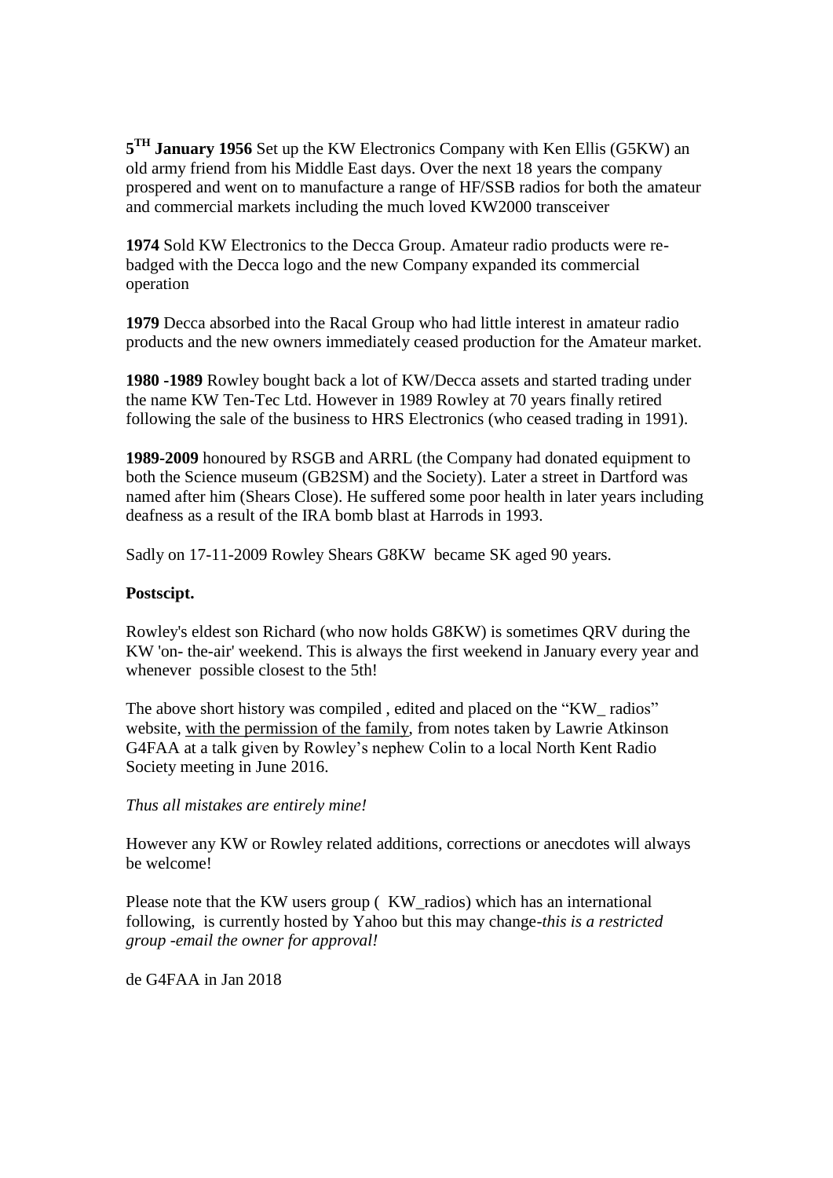**5$^{TH}$ January 1956** Set up the KW Electronics Company with Ken Ellis (G5KW) an old army friend from his Middle East days. Over the next 18 years the company prospered and went on to manufacture a range of HF/SSB radios for both the amateur and commercial markets including the much loved KW2000 transceiver

**1974** Sold KW Electronics to the Decca Group. Amateur radio products were re-badged with the Decca logo and the new Company expanded its commercial operation

**1979** Decca absorbed into the Racal Group who had little interest in amateur radio products and the new owners immediately ceased production for the Amateur market.

**1980 -1989** Rowley bought back a lot of KW/Decca assets and started trading under the name KW Ten-Tec Ltd. However in 1989 Rowley at 70 years finally retired following the sale of the business to HRS Electronics (who ceased trading in 1991).

**1989-2009** honoured by RSGB and ARRL (the Company had donated equipment to both the Science museum (GB2SM) and the Society). Later a street in Dartford was named after him (Shears Close). He suffered some poor health in later years including deafness as a result of the IRA bomb blast at Harrods in 1993.

Sadly on 17-11-2009 Rowley Shears G8KW became SK aged 90 years.

**Postscipt.**

Rowley's eldest son Richard (who now holds G8KW) is sometimes QRV during the KW 'on- the-air' weekend. This is always the first weekend in January every year and whenever possible closest to the 5th!

The above short history was compiled , edited and placed on the "KW_ radios" website, with the permission of the family, from notes taken by Lawrie Atkinson G4FAA at a talk given by Rowley's nephew Colin to a local North Kent Radio Society meeting in June 2016.

*Thus all mistakes are entirely mine!*

However any KW or Rowley related additions, corrections or anecdotes will always be welcome!

Please note that the KW users group ( KW_radios) which has an international following, is currently hosted by Yahoo but this may change-*this is a restricted group -email the owner for approval!*

de G4FAA in Jan 2018